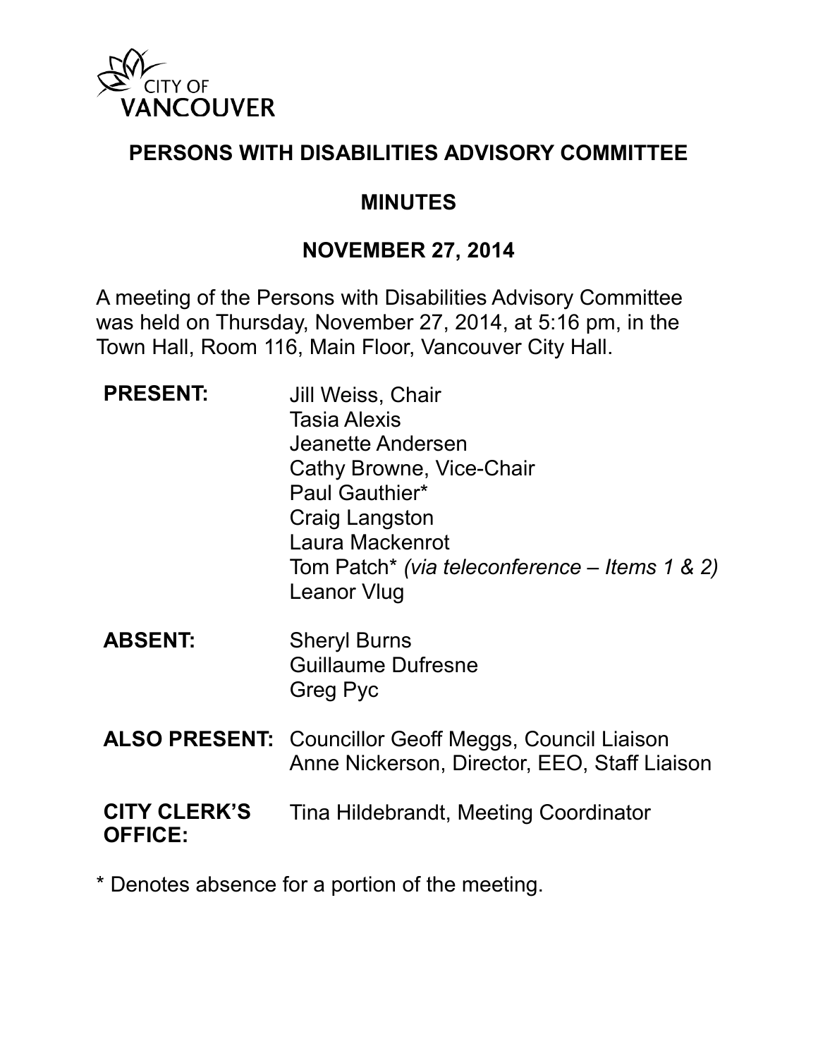# PERSONS WITH DISABILITIES ADVISORY COMMITTEE

## MINUTES

## NOVEMBER 27, 2014

A meeting of the Persons with Disabilities Advisory Committee was held on Thursday, November 27, 2014, at 5:16 pm, in the Town Hall, Room 116, Main Floor, Vancouver City Hall.

**PRESENT:**
Jill Weiss, Chair
Tasia Alexis
Jeanette Andersen
Cathy Browne, Vice-Chair
Paul Gauthier*
Craig Langston
Laura Mackenrot
Tom Patch* *(via teleconference – Items 1 & 2)*
Leanor Vlug

**ABSENT:**
Sheryl Burns
Guillaume Dufresne
Greg Pyc

**ALSO PRESENT:**
Councillor Geoff Meggs, Council Liaison
Anne Nickerson, Director, EEO, Staff Liaison

**CITY CLERK'S OFFICE:**
Tina Hildebrandt, Meeting Coordinator

\* Denotes absence for a portion of the meeting.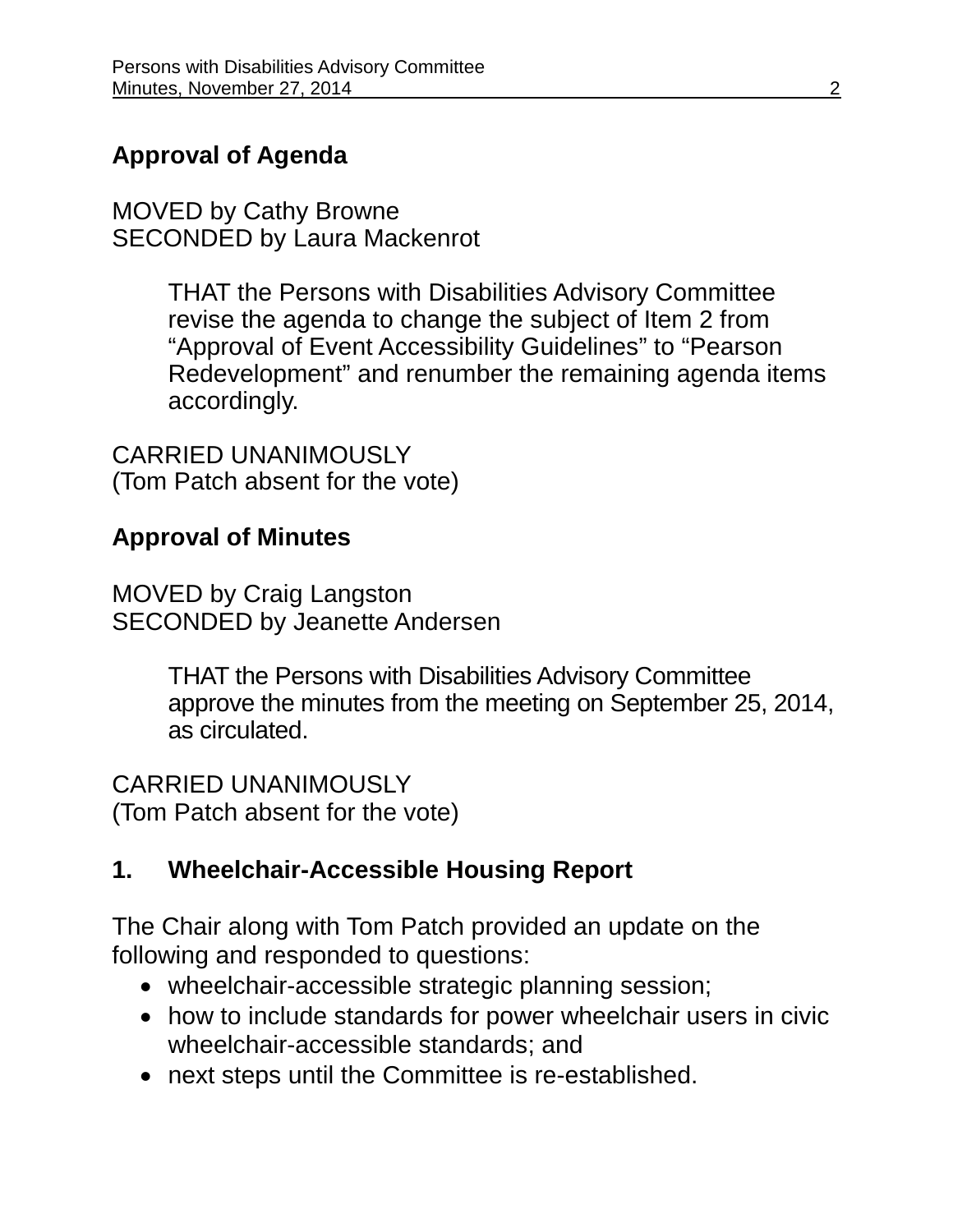## Approval of Agenda

MOVED by Cathy Browne
SECONDED by Laura Mackenrot

> THAT the Persons with Disabilities Advisory Committee revise the agenda to change the subject of Item 2 from "Approval of Event Accessibility Guidelines" to "Pearson Redevelopment" and renumber the remaining agenda items accordingly.

CARRIED UNANIMOUSLY
(Tom Patch absent for the vote)

## Approval of Minutes

MOVED by Craig Langston
SECONDED by Jeanette Andersen

> THAT the Persons with Disabilities Advisory Committee approve the minutes from the meeting on September 25, 2014, as circulated.

CARRIED UNANIMOUSLY
(Tom Patch absent for the vote)

## 1. Wheelchair-Accessible Housing Report

The Chair along with Tom Patch provided an update on the following and responded to questions:

- wheelchair-accessible strategic planning session;
- how to include standards for power wheelchair users in civic wheelchair-accessible standards; and
- next steps until the Committee is re-established.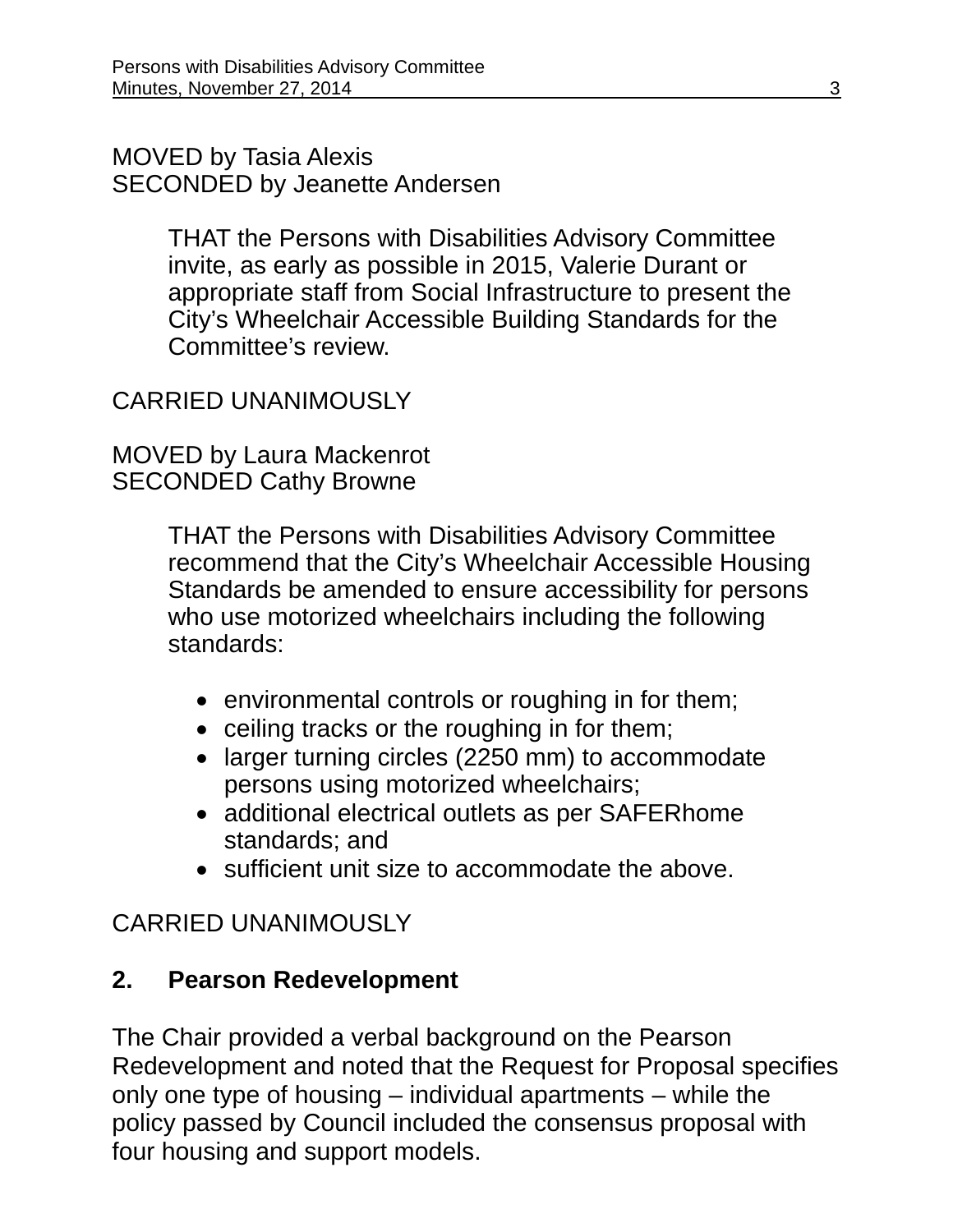MOVED by Tasia Alexis
SECONDED by Jeanette Andersen

> THAT the Persons with Disabilities Advisory Committee invite, as early as possible in 2015, Valerie Durant or appropriate staff from Social Infrastructure to present the City's Wheelchair Accessible Building Standards for the Committee's review.

CARRIED UNANIMOUSLY

MOVED by Laura Mackenrot
SECONDED Cathy Browne

> THAT the Persons with Disabilities Advisory Committee recommend that the City's Wheelchair Accessible Housing Standards be amended to ensure accessibility for persons who use motorized wheelchairs including the following standards:
>
> - environmental controls or roughing in for them;
> - ceiling tracks or the roughing in for them;
> - larger turning circles (2250 mm) to accommodate persons using motorized wheelchairs;
> - additional electrical outlets as per SAFERhome standards; and
> - sufficient unit size to accommodate the above.

CARRIED UNANIMOUSLY

## 2. Pearson Redevelopment

The Chair provided a verbal background on the Pearson Redevelopment and noted that the Request for Proposal specifies only one type of housing – individual apartments – while the policy passed by Council included the consensus proposal with four housing and support models.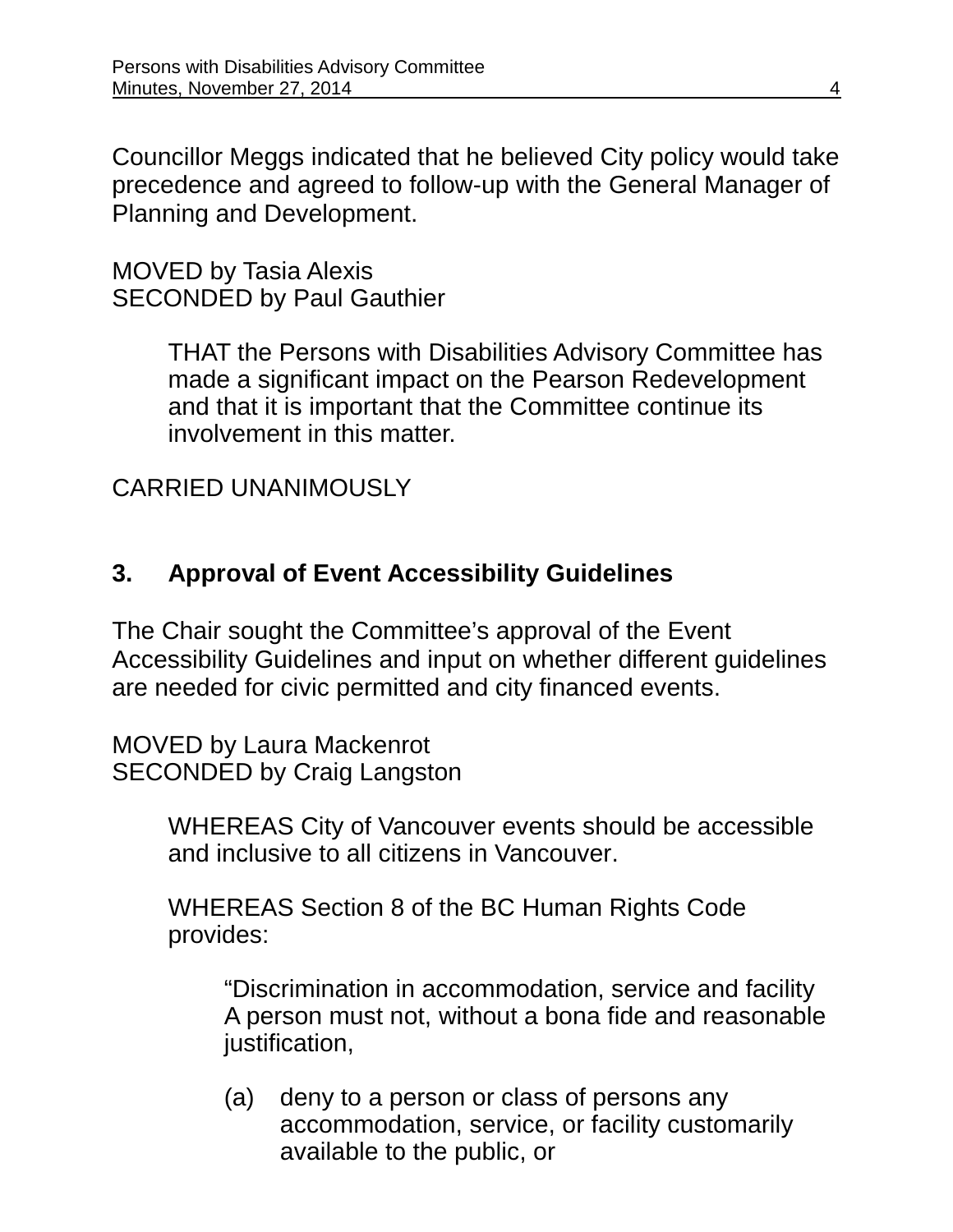Councillor Meggs indicated that he believed City policy would take precedence and agreed to follow-up with the General Manager of Planning and Development.

MOVED by Tasia Alexis
SECONDED by Paul Gauthier

> THAT the Persons with Disabilities Advisory Committee has made a significant impact on the Pearson Redevelopment and that it is important that the Committee continue its involvement in this matter.

CARRIED UNANIMOUSLY

## 3. Approval of Event Accessibility Guidelines

The Chair sought the Committee's approval of the Event Accessibility Guidelines and input on whether different guidelines are needed for civic permitted and city financed events.

MOVED by Laura Mackenrot
SECONDED by Craig Langston

> WHEREAS City of Vancouver events should be accessible and inclusive to all citizens in Vancouver.
>
> WHEREAS Section 8 of the BC Human Rights Code provides:
>
> > "Discrimination in accommodation, service and facility
> > A person must not, without a bona fide and reasonable justification,
> >
> > (a) deny to a person or class of persons any accommodation, service, or facility customarily available to the public, or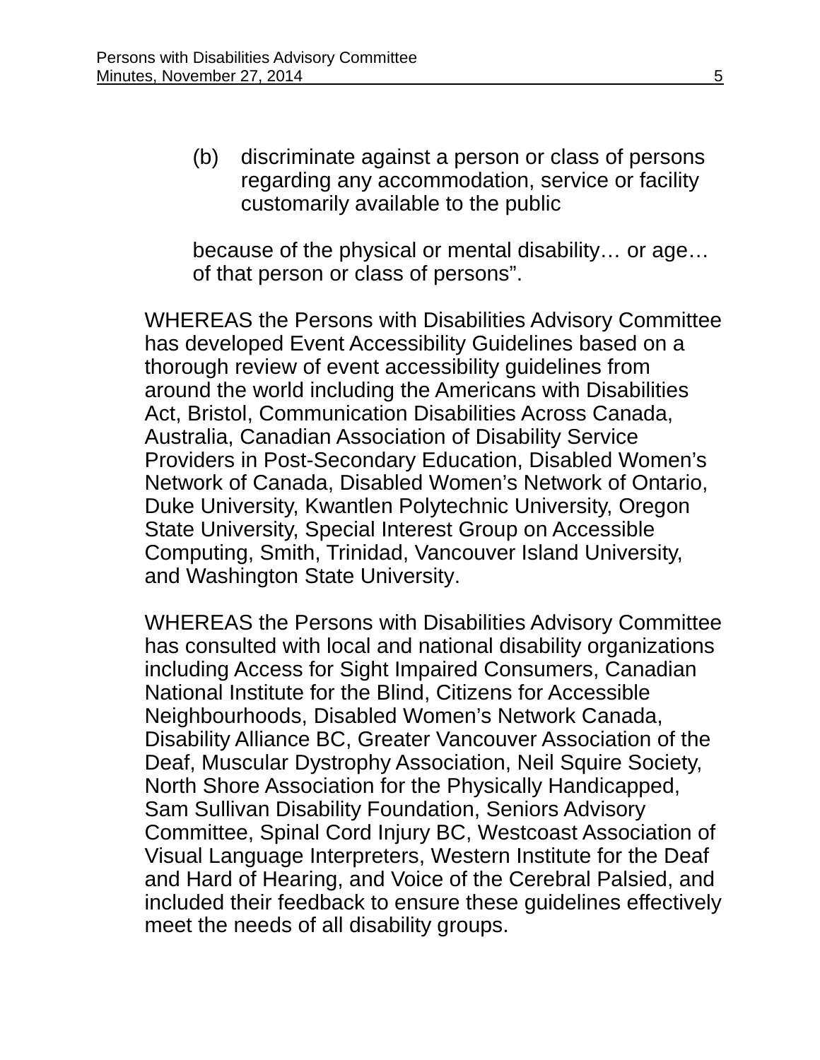(b) discriminate against a person or class of persons regarding any accommodation, service or facility customarily available to the public

because of the physical or mental disability… or age… of that person or class of persons".

WHEREAS the Persons with Disabilities Advisory Committee has developed Event Accessibility Guidelines based on a thorough review of event accessibility guidelines from around the world including the Americans with Disabilities Act, Bristol, Communication Disabilities Across Canada, Australia, Canadian Association of Disability Service Providers in Post-Secondary Education, Disabled Women's Network of Canada, Disabled Women's Network of Ontario, Duke University, Kwantlen Polytechnic University, Oregon State University, Special Interest Group on Accessible Computing, Smith, Trinidad, Vancouver Island University, and Washington State University.

WHEREAS the Persons with Disabilities Advisory Committee has consulted with local and national disability organizations including Access for Sight Impaired Consumers, Canadian National Institute for the Blind, Citizens for Accessible Neighbourhoods, Disabled Women's Network Canada, Disability Alliance BC, Greater Vancouver Association of the Deaf, Muscular Dystrophy Association, Neil Squire Society, North Shore Association for the Physically Handicapped, Sam Sullivan Disability Foundation, Seniors Advisory Committee, Spinal Cord Injury BC, Westcoast Association of Visual Language Interpreters, Western Institute for the Deaf and Hard of Hearing, and Voice of the Cerebral Palsied, and included their feedback to ensure these guidelines effectively meet the needs of all disability groups.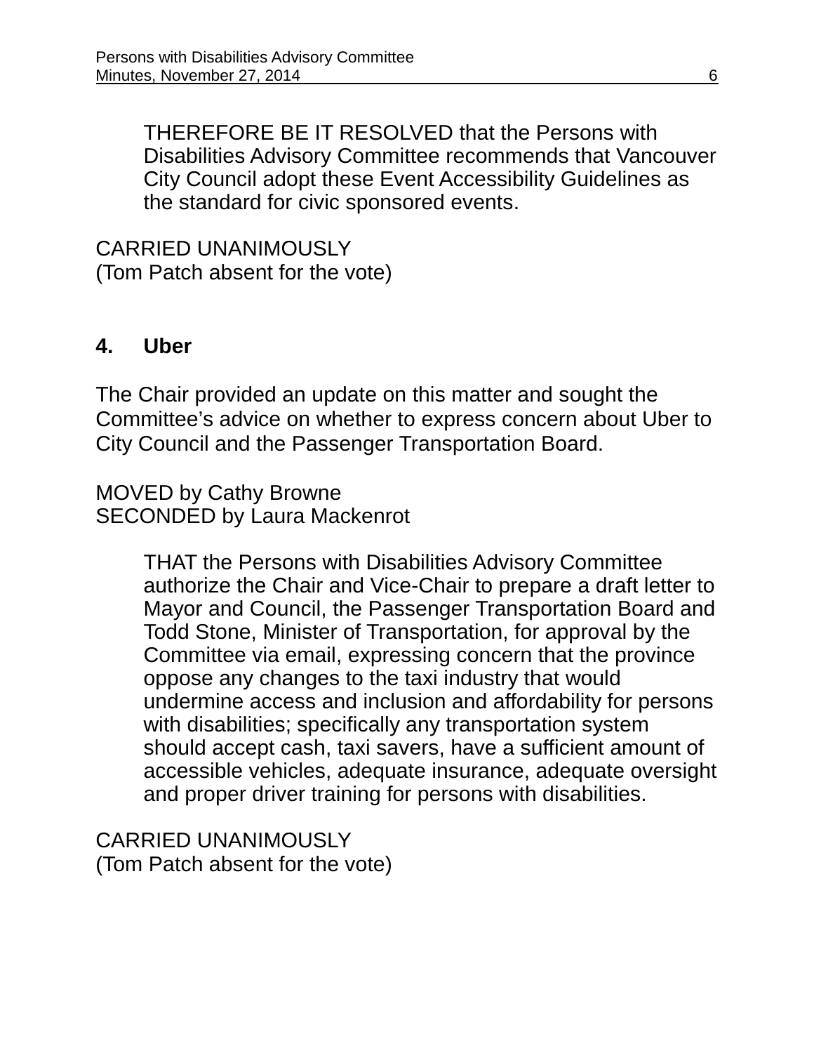> THEREFORE BE IT RESOLVED that the Persons with Disabilities Advisory Committee recommends that Vancouver City Council adopt these Event Accessibility Guidelines as the standard for civic sponsored events.

CARRIED UNANIMOUSLY
(Tom Patch absent for the vote)

## 4. Uber

The Chair provided an update on this matter and sought the Committee's advice on whether to express concern about Uber to City Council and the Passenger Transportation Board.

MOVED by Cathy Browne
SECONDED by Laura Mackenrot

> THAT the Persons with Disabilities Advisory Committee authorize the Chair and Vice-Chair to prepare a draft letter to Mayor and Council, the Passenger Transportation Board and Todd Stone, Minister of Transportation, for approval by the Committee via email, expressing concern that the province oppose any changes to the taxi industry that would undermine access and inclusion and affordability for persons with disabilities; specifically any transportation system should accept cash, taxi savers, have a sufficient amount of accessible vehicles, adequate insurance, adequate oversight and proper driver training for persons with disabilities.

CARRIED UNANIMOUSLY
(Tom Patch absent for the vote)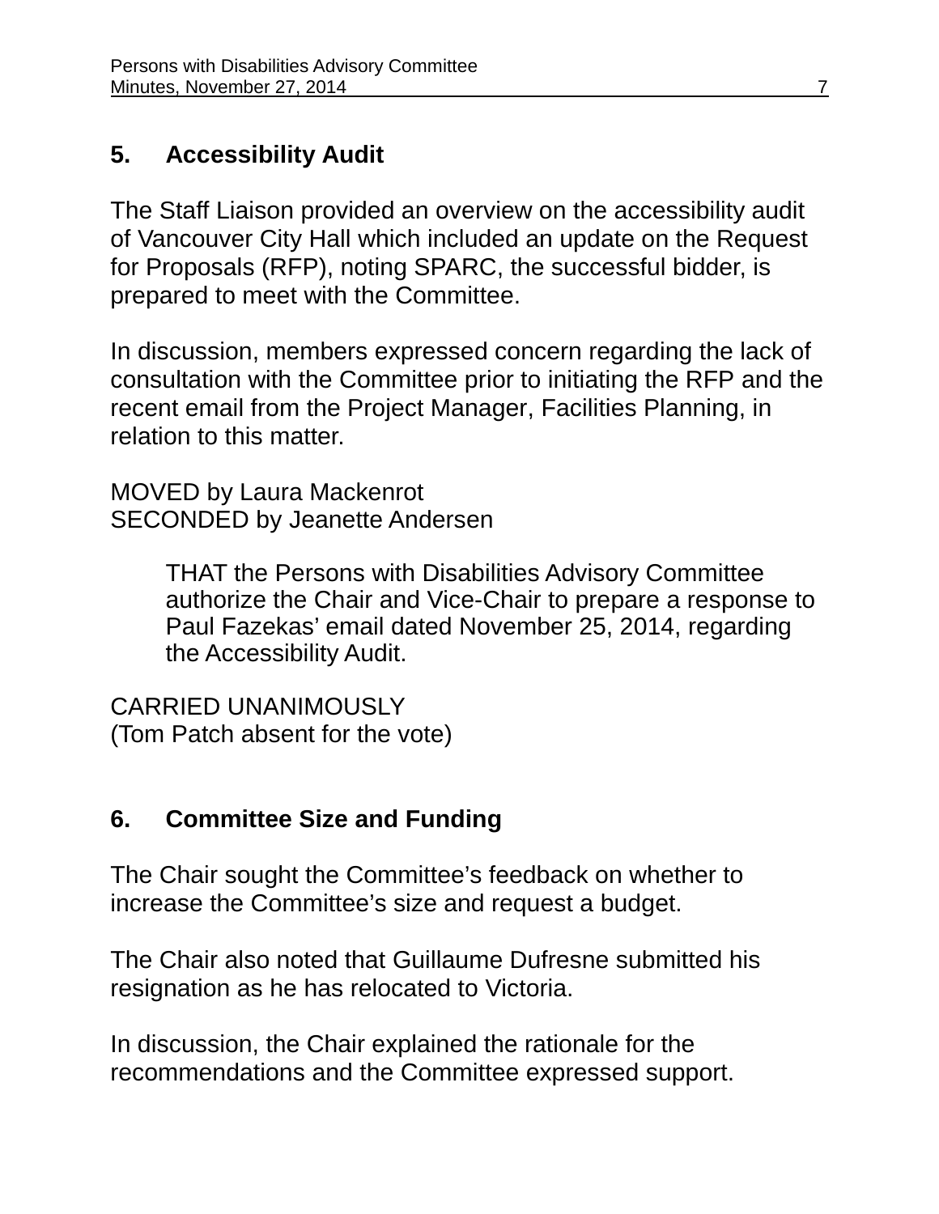## 5. Accessibility Audit

The Staff Liaison provided an overview on the accessibility audit of Vancouver City Hall which included an update on the Request for Proposals (RFP), noting SPARC, the successful bidder, is prepared to meet with the Committee.

In discussion, members expressed concern regarding the lack of consultation with the Committee prior to initiating the RFP and the recent email from the Project Manager, Facilities Planning, in relation to this matter.

MOVED by Laura Mackenrot
SECONDED by Jeanette Andersen

> THAT the Persons with Disabilities Advisory Committee authorize the Chair and Vice-Chair to prepare a response to Paul Fazekas' email dated November 25, 2014, regarding the Accessibility Audit.

CARRIED UNANIMOUSLY
(Tom Patch absent for the vote)

## 6. Committee Size and Funding

The Chair sought the Committee's feedback on whether to increase the Committee's size and request a budget.

The Chair also noted that Guillaume Dufresne submitted his resignation as he has relocated to Victoria.

In discussion, the Chair explained the rationale for the recommendations and the Committee expressed support.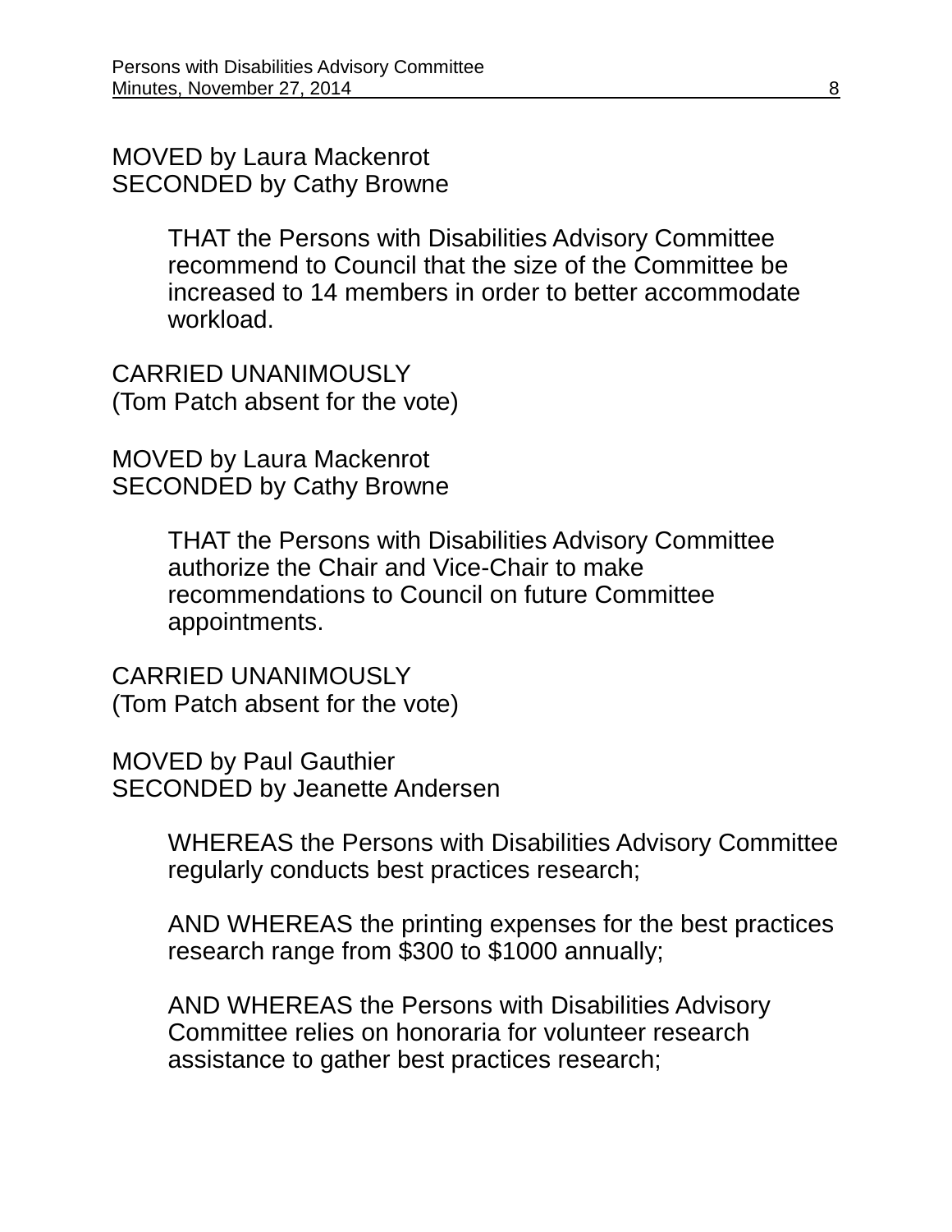MOVED by Laura Mackenrot
SECONDED by Cathy Browne

> THAT the Persons with Disabilities Advisory Committee recommend to Council that the size of the Committee be increased to 14 members in order to better accommodate workload.

CARRIED UNANIMOUSLY
(Tom Patch absent for the vote)

MOVED by Laura Mackenrot
SECONDED by Cathy Browne

> THAT the Persons with Disabilities Advisory Committee authorize the Chair and Vice-Chair to make recommendations to Council on future Committee appointments.

CARRIED UNANIMOUSLY
(Tom Patch absent for the vote)

MOVED by Paul Gauthier
SECONDED by Jeanette Andersen

> WHEREAS the Persons with Disabilities Advisory Committee regularly conducts best practices research;
>
> AND WHEREAS the printing expenses for the best practices research range from $300 to $1000 annually;
>
> AND WHEREAS the Persons with Disabilities Advisory Committee relies on honoraria for volunteer research assistance to gather best practices research;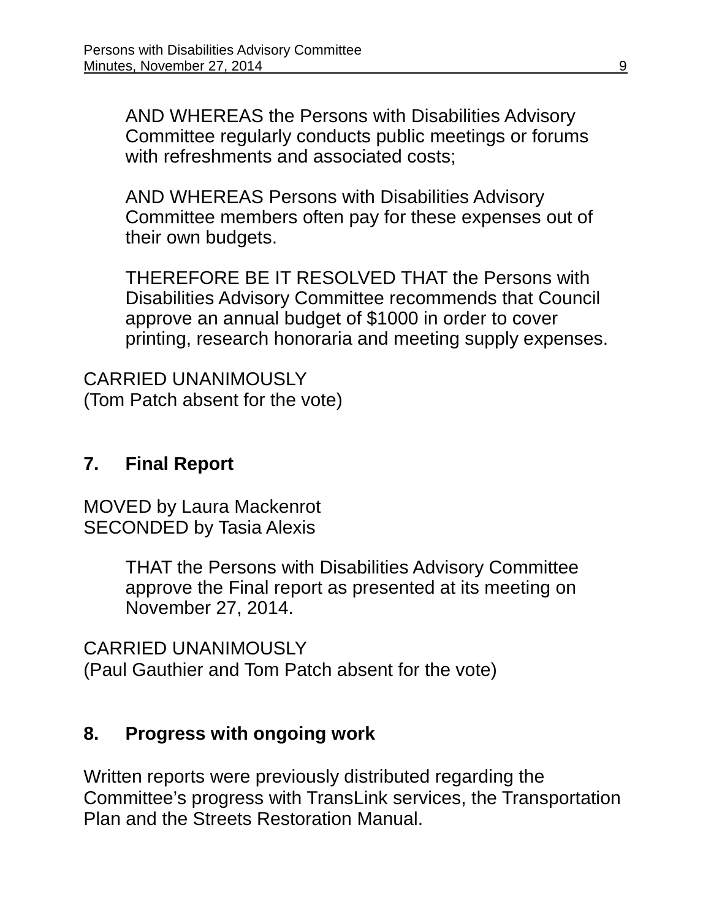> AND WHEREAS the Persons with Disabilities Advisory Committee regularly conducts public meetings or forums with refreshments and associated costs;
>
> AND WHEREAS Persons with Disabilities Advisory Committee members often pay for these expenses out of their own budgets.
>
> THEREFORE BE IT RESOLVED THAT the Persons with Disabilities Advisory Committee recommends that Council approve an annual budget of $1000 in order to cover printing, research honoraria and meeting supply expenses.

CARRIED UNANIMOUSLY
(Tom Patch absent for the vote)

## 7. Final Report

MOVED by Laura Mackenrot
SECONDED by Tasia Alexis

> THAT the Persons with Disabilities Advisory Committee approve the Final report as presented at its meeting on November 27, 2014.

CARRIED UNANIMOUSLY
(Paul Gauthier and Tom Patch absent for the vote)

## 8. Progress with ongoing work

Written reports were previously distributed regarding the Committee's progress with TransLink services, the Transportation Plan and the Streets Restoration Manual.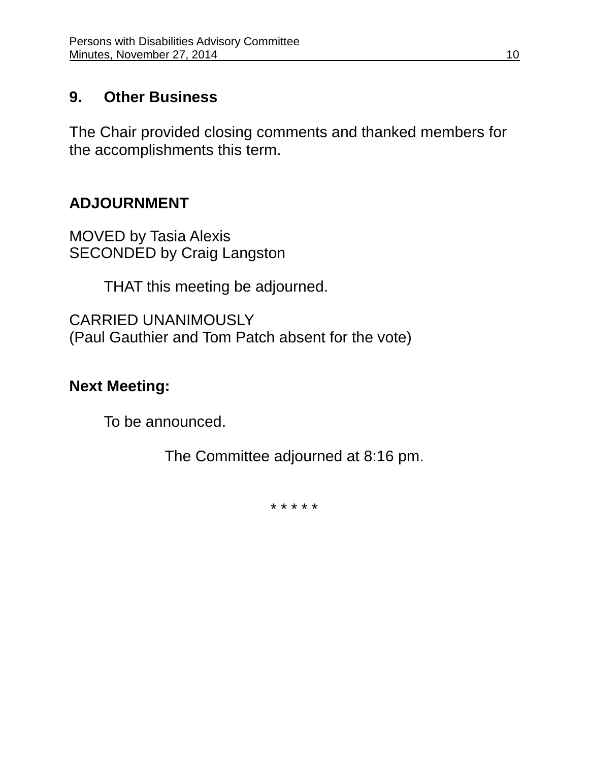## 9. Other Business

The Chair provided closing comments and thanked members for the accomplishments this term.

## ADJOURNMENT

MOVED by Tasia Alexis
SECONDED by Craig Langston

THAT this meeting be adjourned.

CARRIED UNANIMOUSLY
(Paul Gauthier and Tom Patch absent for the vote)

**Next Meeting:**

To be announced.

The Committee adjourned at 8:16 pm.

\* \* \* \* \*